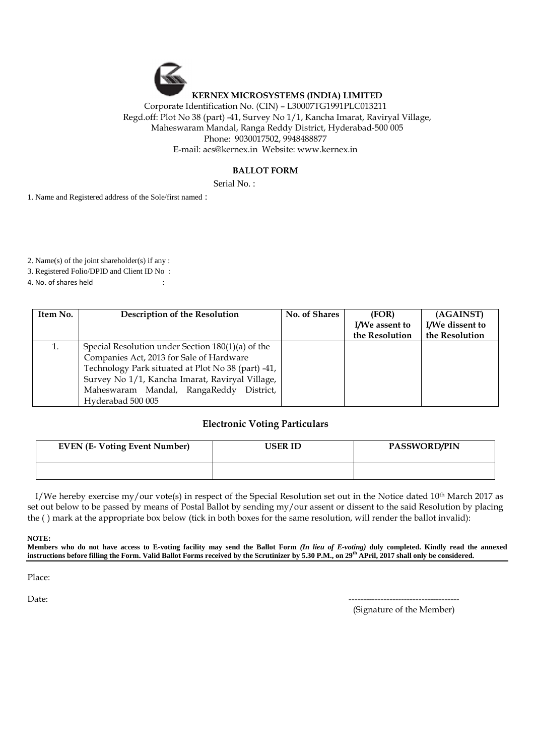**KERNEX MICROSYSTEMS (INDIA) LIMITED**

Corporate Identification No. (CIN) – L30007TG1991PLC013211
Regd.off: Plot No 38 (part) -41, Survey No 1/1, Kancha Imarat, Raviryal Village,
Maheswaram Mandal, Ranga Reddy District, Hyderabad-500 005
Phone: 9030017502, 9948488877
E-mail: acs@kernex.in Website: www.kernex.in

**BALLOT FORM**

Serial No. :

1. Name and Registered address of the Sole/first named :

2. Name(s) of the joint shareholder(s) if any :
3. Registered Folio/DPID and Client ID No :
4. No. of shares held :

| Item No. | Description of the Resolution | No. of Shares | (FOR) I/We assent to the Resolution | (AGAINST) I/We dissent to the Resolution |
|---|---|---|---|---|
| 1. | Special Resolution under Section 180(1)(a) of the Companies Act, 2013 for Sale of Hardware Technology Park situated at Plot No 38 (part) -41, Survey No 1/1, Kancha Imarat, Raviryal Village, Maheswaram Mandal, RangaReddy District, Hyderabad 500 005 | | | |

**Electronic Voting Particulars**

| EVEN (E- Voting Event Number) | USER ID | PASSWORD/PIN |
|---|---|---|
| | | |

I/We hereby exercise my/our vote(s) in respect of the Special Resolution set out in the Notice dated 10th March 2017 as set out below to be passed by means of Postal Ballot by sending my/our assent or dissent to the said Resolution by placing the ( ) mark at the appropriate box below (tick in both boxes for the same resolution, will render the ballot invalid):

**NOTE:**

**Members who do not have access to E-voting facility may send the Ballot Form *(In lieu of E-voting)* duly completed. Kindly read the annexed instructions before filling the Form. Valid Ballot Forms received by the Scrutinizer by 5.30 P.M., on 29th APril, 2017 shall only be considered.**

Place:

Date:

--------------------------------------
(Signature of the Member)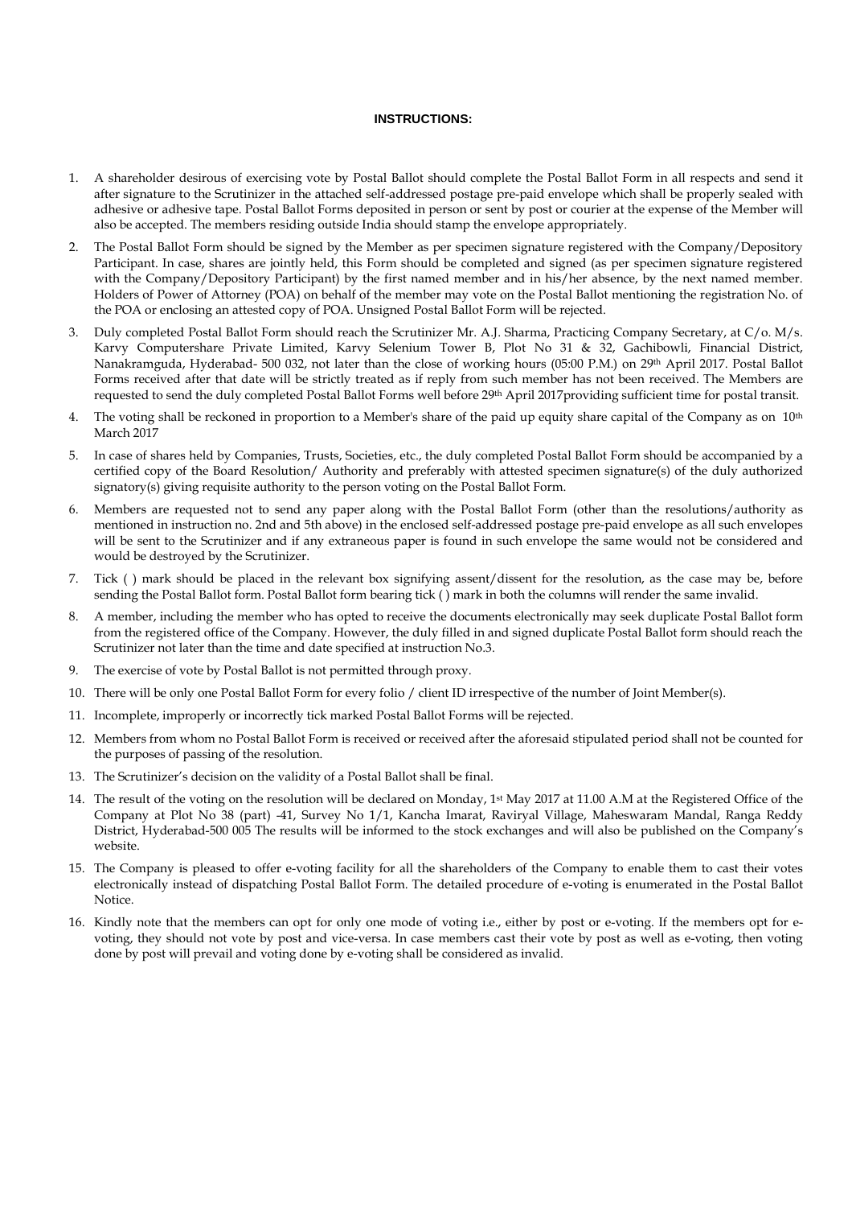**INSTRUCTIONS:**

1. A shareholder desirous of exercising vote by Postal Ballot should complete the Postal Ballot Form in all respects and send it after signature to the Scrutinizer in the attached self-addressed postage pre-paid envelope which shall be properly sealed with adhesive or adhesive tape. Postal Ballot Forms deposited in person or sent by post or courier at the expense of the Member will also be accepted. The members residing outside India should stamp the envelope appropriately.
2. The Postal Ballot Form should be signed by the Member as per specimen signature registered with the Company/Depository Participant. In case, shares are jointly held, this Form should be completed and signed (as per specimen signature registered with the Company/Depository Participant) by the first named member and in his/her absence, by the next named member. Holders of Power of Attorney (POA) on behalf of the member may vote on the Postal Ballot mentioning the registration No. of the POA or enclosing an attested copy of POA. Unsigned Postal Ballot Form will be rejected.
3. Duly completed Postal Ballot Form should reach the Scrutinizer Mr. A.J. Sharma, Practicing Company Secretary, at C/o. M/s. Karvy Computershare Private Limited, Karvy Selenium Tower B, Plot No 31 & 32, Gachibowli, Financial District, Nanakramguda, Hyderabad- 500 032, not later than the close of working hours (05:00 P.M.) on 29th April 2017. Postal Ballot Forms received after that date will be strictly treated as if reply from such member has not been received. The Members are requested to send the duly completed Postal Ballot Forms well before 29th April 2017providing sufficient time for postal transit.
4. The voting shall be reckoned in proportion to a Member's share of the paid up equity share capital of the Company as on 10th March 2017
5. In case of shares held by Companies, Trusts, Societies, etc., the duly completed Postal Ballot Form should be accompanied by a certified copy of the Board Resolution/ Authority and preferably with attested specimen signature(s) of the duly authorized signatory(s) giving requisite authority to the person voting on the Postal Ballot Form.
6. Members are requested not to send any paper along with the Postal Ballot Form (other than the resolutions/authority as mentioned in instruction no. 2nd and 5th above) in the enclosed self-addressed postage pre-paid envelope as all such envelopes will be sent to the Scrutinizer and if any extraneous paper is found in such envelope the same would not be considered and would be destroyed by the Scrutinizer.
7. Tick ( ) mark should be placed in the relevant box signifying assent/dissent for the resolution, as the case may be, before sending the Postal Ballot form. Postal Ballot form bearing tick ( ) mark in both the columns will render the same invalid.
8. A member, including the member who has opted to receive the documents electronically may seek duplicate Postal Ballot form from the registered office of the Company. However, the duly filled in and signed duplicate Postal Ballot form should reach the Scrutinizer not later than the time and date specified at instruction No.3.
9. The exercise of vote by Postal Ballot is not permitted through proxy.
10. There will be only one Postal Ballot Form for every folio / client ID irrespective of the number of Joint Member(s).
11. Incomplete, improperly or incorrectly tick marked Postal Ballot Forms will be rejected.
12. Members from whom no Postal Ballot Form is received or received after the aforesaid stipulated period shall not be counted for the purposes of passing of the resolution.
13. The Scrutinizer's decision on the validity of a Postal Ballot shall be final.
14. The result of the voting on the resolution will be declared on Monday, 1st May 2017 at 11.00 A.M at the Registered Office of the Company at Plot No 38 (part) -41, Survey No 1/1, Kancha Imarat, Raviryal Village, Maheswaram Mandal, Ranga Reddy District, Hyderabad-500 005 The results will be informed to the stock exchanges and will also be published on the Company's website.
15. The Company is pleased to offer e-voting facility for all the shareholders of the Company to enable them to cast their votes electronically instead of dispatching Postal Ballot Form. The detailed procedure of e-voting is enumerated in the Postal Ballot Notice.
16. Kindly note that the members can opt for only one mode of voting i.e., either by post or e-voting. If the members opt for e-voting, they should not vote by post and vice-versa. In case members cast their vote by post as well as e-voting, then voting done by post will prevail and voting done by e-voting shall be considered as invalid.